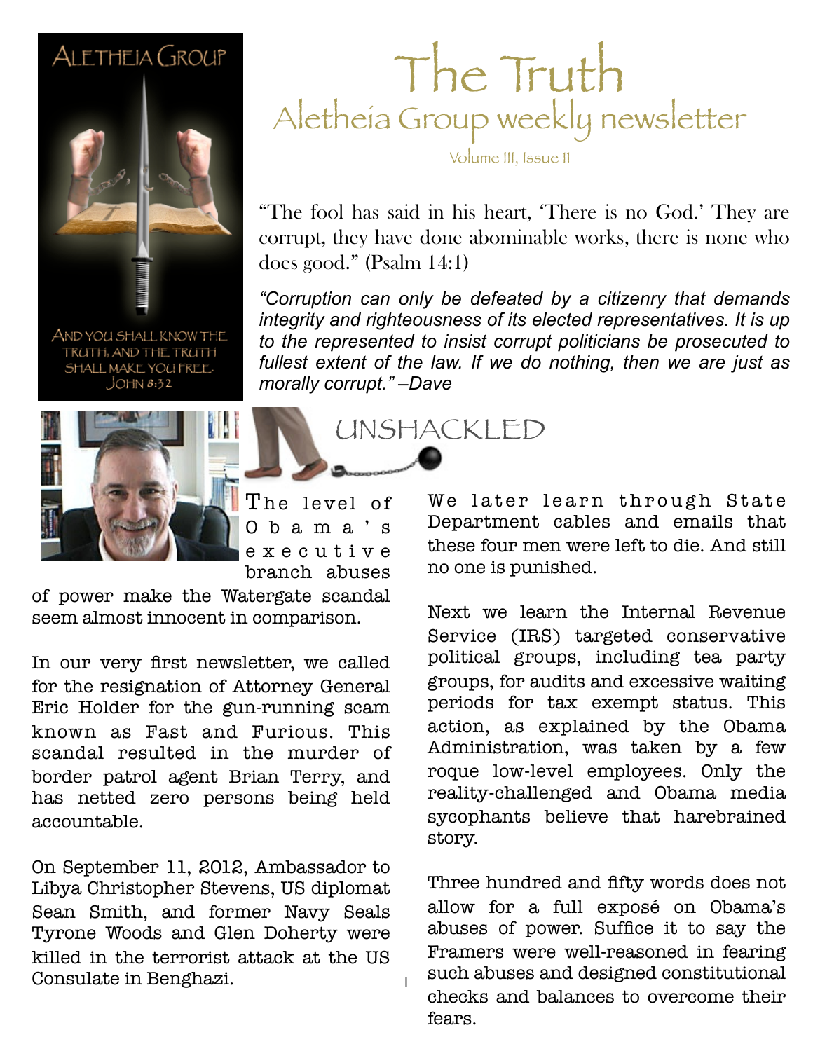ALETHEIA GROUP

AND YOU SHALL KNOW THE TRUTH, AND THE TRUTH SHALL MAKE YOU FREE. JOHN 8:32

# The Truth

## Aletheia Group weekly newsletter

Volume III, Issue 11

"The fool has said in his heart, 'There is no God.' They are corrupt, they have done abominable works, there is none who does good." (Psalm 14:1)

*"Corruption can only be defeated by a citizenry that demands integrity and righteousness of its elected representatives. It is up to the represented to insist corrupt politicians be prosecuted to fullest extent of the law. If we do nothing, then we are just as morally corrupt." –Dave*

## UNSHACKLED

The level of Obama's executive branch abuses of power make the Watergate scandal seem almost innocent in comparison.

In our very first newsletter, we called for the resignation of Attorney General Eric Holder for the gun-running scam known as Fast and Furious. This scandal resulted in the murder of border patrol agent Brian Terry, and has netted zero persons being held accountable.

On September 11, 2012, Ambassador to Libya Christopher Stevens, US diplomat Sean Smith, and former Navy Seals Tyrone Woods and Glen Doherty were killed in the terrorist attack at the US Consulate in Benghazi.

We later learn through State Department cables and emails that these four men were left to die. And still no one is punished.

Next we learn the Internal Revenue Service (IRS) targeted conservative political groups, including tea party groups, for audits and excessive waiting periods for tax exempt status. This action, as explained by the Obama Administration, was taken by a few roque low-level employees. Only the reality-challenged and Obama media sycophants believe that harebrained story.

Three hundred and fifty words does not allow for a full exposé on Obama's abuses of power. Suffice it to say the Framers were well-reasoned in fearing such abuses and designed constitutional checks and balances to overcome their fears.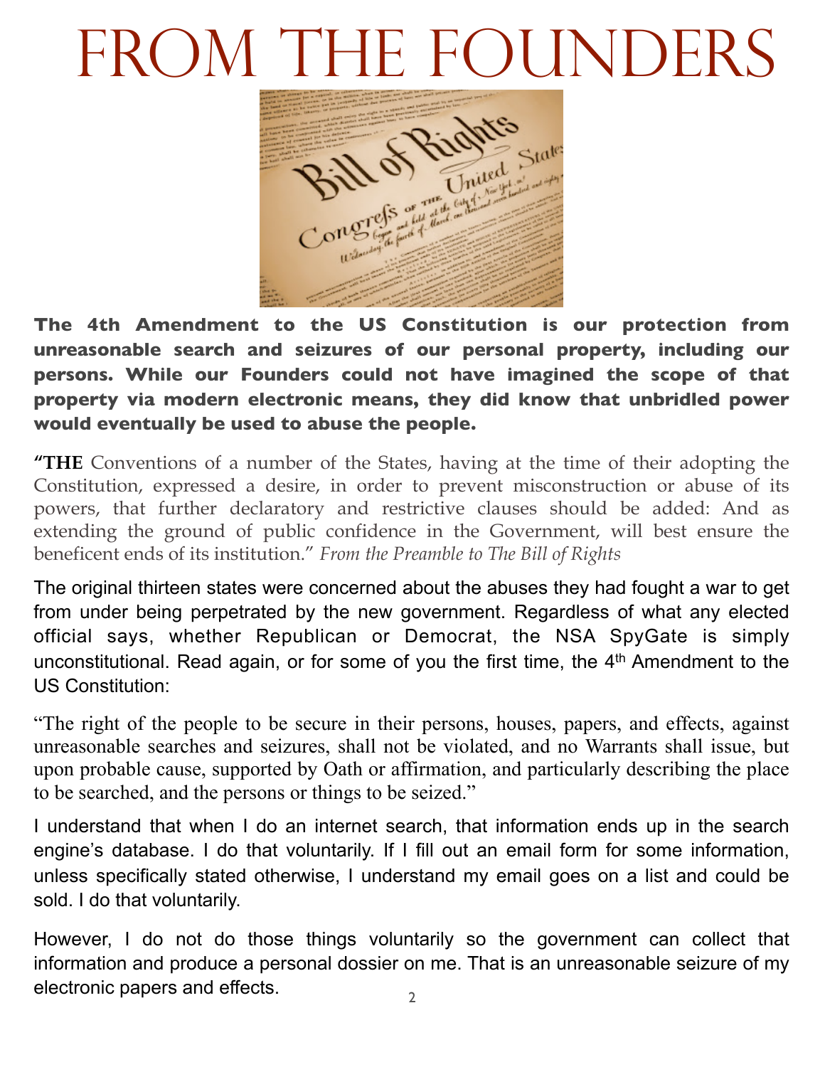# From the Founders

**The 4th Amendment to the US Constitution is our protection from unreasonable search and seizures of our personal property, including our persons. While our Founders could not have imagined the scope of that property via modern electronic means, they did know that unbridled power would eventually be used to abuse the people.**

"**THE** Conventions of a number of the States, having at the time of their adopting the Constitution, expressed a desire, in order to prevent misconstruction or abuse of its powers, that further declaratory and restrictive clauses should be added: And as extending the ground of public confidence in the Government, will best ensure the beneficent ends of its institution." *From the Preamble to The Bill of Rights*

The original thirteen states were concerned about the abuses they had fought a war to get from under being perpetrated by the new government. Regardless of what any elected official says, whether Republican or Democrat, the NSA SpyGate is simply unconstitutional. Read again, or for some of you the first time, the 4th Amendment to the US Constitution:

"The right of the people to be secure in their persons, houses, papers, and effects, against unreasonable searches and seizures, shall not be violated, and no Warrants shall issue, but upon probable cause, supported by Oath or affirmation, and particularly describing the place to be searched, and the persons or things to be seized."

I understand that when I do an internet search, that information ends up in the search engine's database. I do that voluntarily. If I fill out an email form for some information, unless specifically stated otherwise, I understand my email goes on a list and could be sold. I do that voluntarily.

However, I do not do those things voluntarily so the government can collect that information and produce a personal dossier on me. That is an unreasonable seizure of my electronic papers and effects.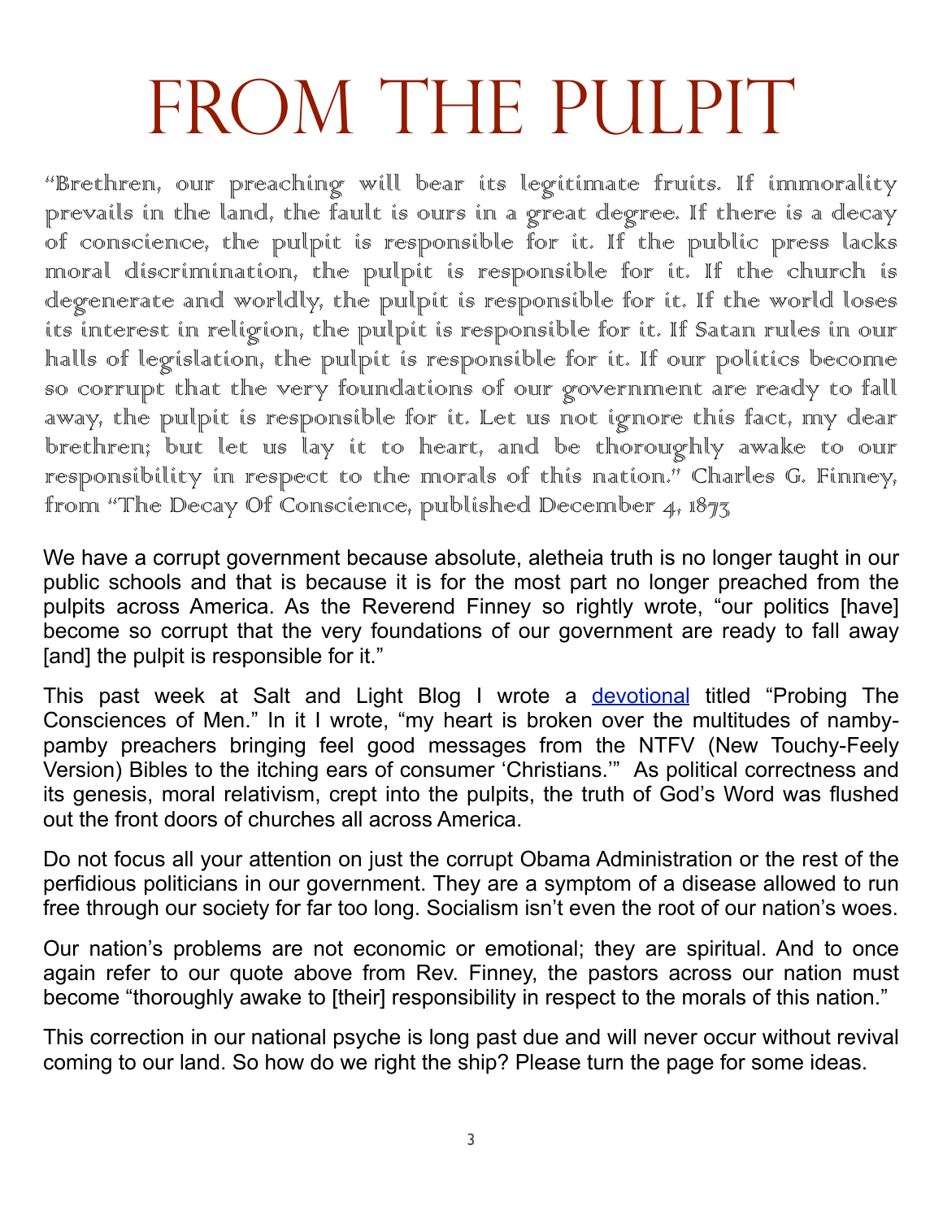# From the Pulpit

"Brethren, our preaching will bear its legitimate fruits. If immorality prevails in the land, the fault is ours in a great degree. If there is a decay of conscience, the pulpit is responsible for it. If the public press lacks moral discrimination, the pulpit is responsible for it. If the church is degenerate and worldly, the pulpit is responsible for it. If the world loses its interest in religion, the pulpit is responsible for it. If Satan rules in our halls of legislation, the pulpit is responsible for it. If our politics become so corrupt that the very foundations of our government are ready to fall away, the pulpit is responsible for it. Let us not ignore this fact, my dear brethren; but let us lay it to heart, and be thoroughly awake to our responsibility in respect to the morals of this nation." Charles G. Finney, from "The Decay Of Conscience, published December 4, 1873

We have a corrupt government because absolute, aletheia truth is no longer taught in our public schools and that is because it is for the most part no longer preached from the pulpits across America. As the Reverend Finney so rightly wrote, "our politics [have] become so corrupt that the very foundations of our government are ready to fall away [and] the pulpit is responsible for it."

This past week at Salt and Light Blog I wrote a devotional titled "Probing The Consciences of Men." In it I wrote, "my heart is broken over the multitudes of namby-pamby preachers bringing feel good messages from the NTFV (New Touchy-Feely Version) Bibles to the itching ears of consumer 'Christians.'" As political correctness and its genesis, moral relativism, crept into the pulpits, the truth of God's Word was flushed out the front doors of churches all across America.

Do not focus all your attention on just the corrupt Obama Administration or the rest of the perfidious politicians in our government. They are a symptom of a disease allowed to run free through our society for far too long. Socialism isn't even the root of our nation's woes.

Our nation's problems are not economic or emotional; they are spiritual. And to once again refer to our quote above from Rev. Finney, the pastors across our nation must become "thoroughly awake to [their] responsibility in respect to the morals of this nation."

This correction in our national psyche is long past due and will never occur without revival coming to our land. So how do we right the ship? Please turn the page for some ideas.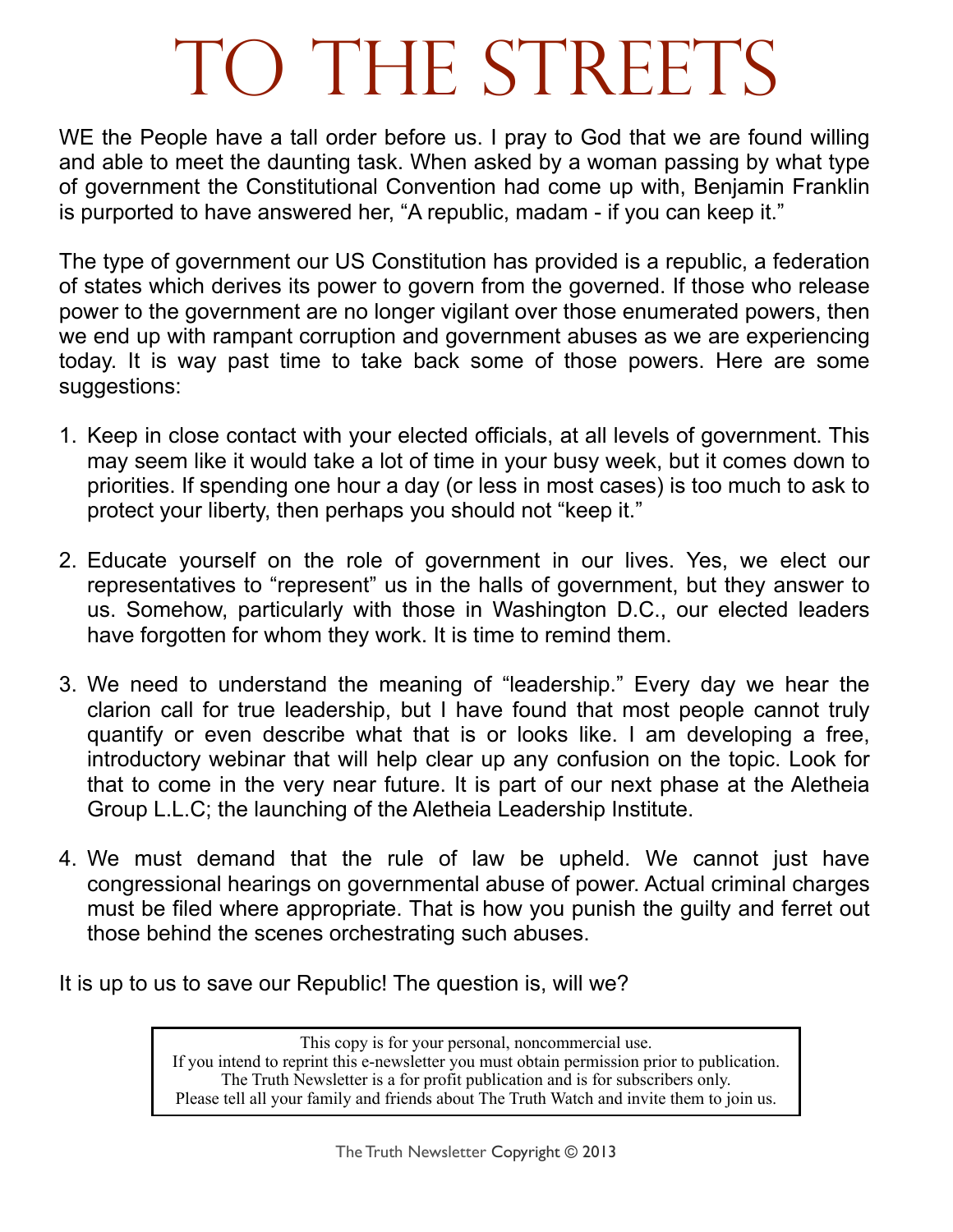# TO THE STREETS

WE the People have a tall order before us. I pray to God that we are found willing and able to meet the daunting task. When asked by a woman passing by what type of government the Constitutional Convention had come up with, Benjamin Franklin is purported to have answered her, “A republic, madam - if you can keep it.”

The type of government our US Constitution has provided is a republic, a federation of states which derives its power to govern from the governed. If those who release power to the government are no longer vigilant over those enumerated powers, then we end up with rampant corruption and government abuses as we are experiencing today. It is way past time to take back some of those powers. Here are some suggestions:

1. Keep in close contact with your elected officials, at all levels of government. This may seem like it would take a lot of time in your busy week, but it comes down to priorities. If spending one hour a day (or less in most cases) is too much to ask to protect your liberty, then perhaps you should not “keep it.”

2. Educate yourself on the role of government in our lives. Yes, we elect our representatives to “represent” us in the halls of government, but they answer to us. Somehow, particularly with those in Washington D.C., our elected leaders have forgotten for whom they work. It is time to remind them.

3. We need to understand the meaning of “leadership.” Every day we hear the clarion call for true leadership, but I have found that most people cannot truly quantify or even describe what that is or looks like. I am developing a free, introductory webinar that will help clear up any confusion on the topic. Look for that to come in the very near future. It is part of our next phase at the Aletheia Group L.L.C; the launching of the Aletheia Leadership Institute.

4. We must demand that the rule of law be upheld. We cannot just have congressional hearings on governmental abuse of power. Actual criminal charges must be filed where appropriate. That is how you punish the guilty and ferret out those behind the scenes orchestrating such abuses.

It is up to us to save our Republic! The question is, will we?

This copy is for your personal, noncommercial use.
If you intend to reprint this e-newsletter you must obtain permission prior to publication.
The Truth Newsletter is a for profit publication and is for subscribers only.
Please tell all your family and friends about The Truth Watch and invite them to join us.

The Truth Newsletter Copyright © 2013